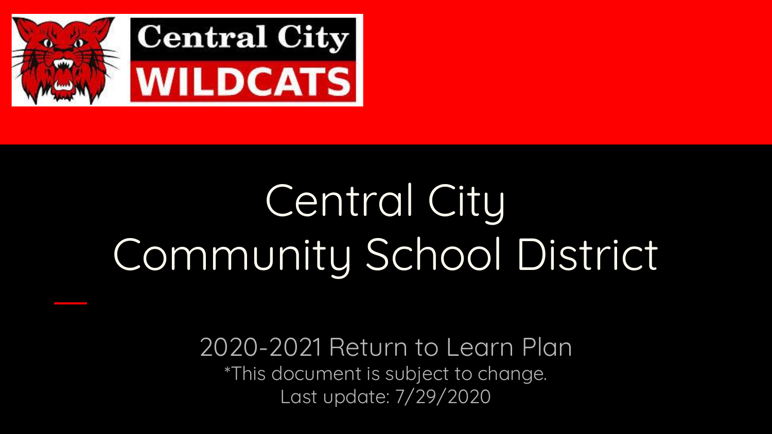Central City WILDCATS

# Central City Community School District

## 2020-2021 Return to Learn Plan

*This document is subject to change.

Last update: 7/29/2020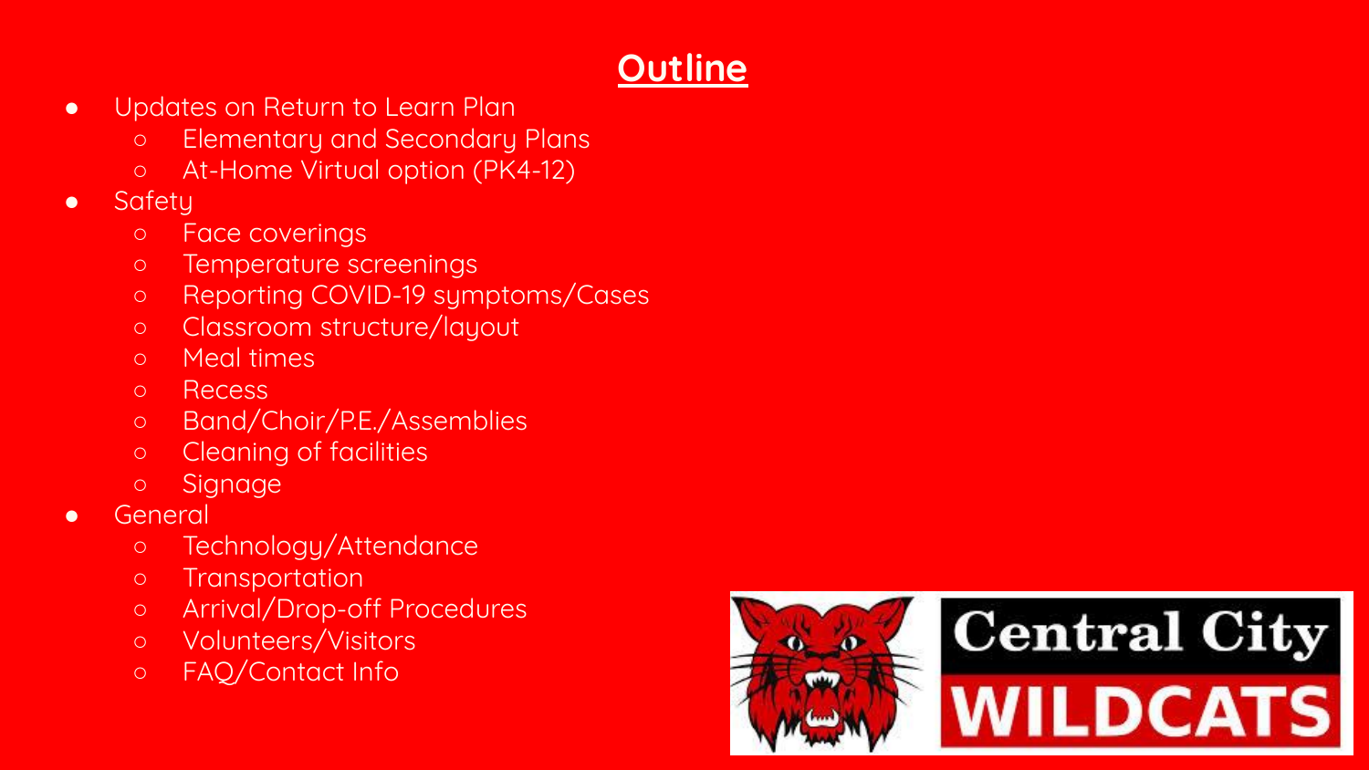## Outline

- Updates on Return to Learn Plan
  - Elementary and Secondary Plans
  - At-Home Virtual option (PK4-12)
- Safety
  - Face coverings
  - Temperature screenings
  - Reporting COVID-19 symptoms/Cases
  - Classroom structure/layout
  - Meal times
  - Recess
  - Band/Choir/P.E./Assemblies
  - Cleaning of facilities
  - Signage
- General
  - Technology/Attendance
  - Transportation
  - Arrival/Drop-off Procedures
  - Volunteers/Visitors
  - FAQ/Contact Info

Central City WILDCATS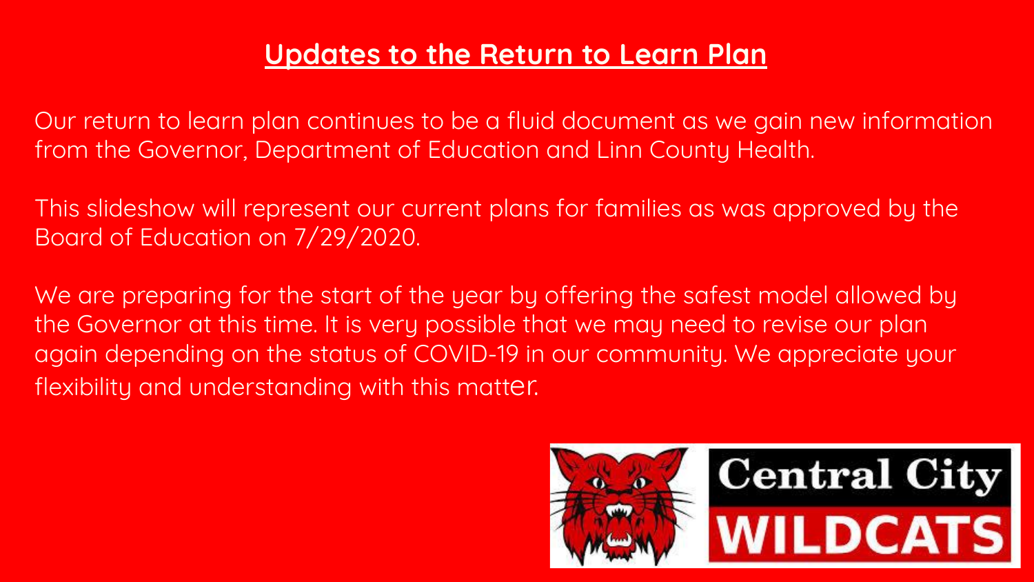## Updates to the Return to Learn Plan

Our return to learn plan continues to be a fluid document as we gain new information from the Governor, Department of Education and Linn County Health.

This slideshow will represent our current plans for families as was approved by the Board of Education on 7/29/2020.

We are preparing for the start of the year by offering the safest model allowed by the Governor at this time. It is very possible that we may need to revise our plan again depending on the status of COVID-19 in our community. We appreciate your flexibility and understanding with this matter.

Central City WILDCATS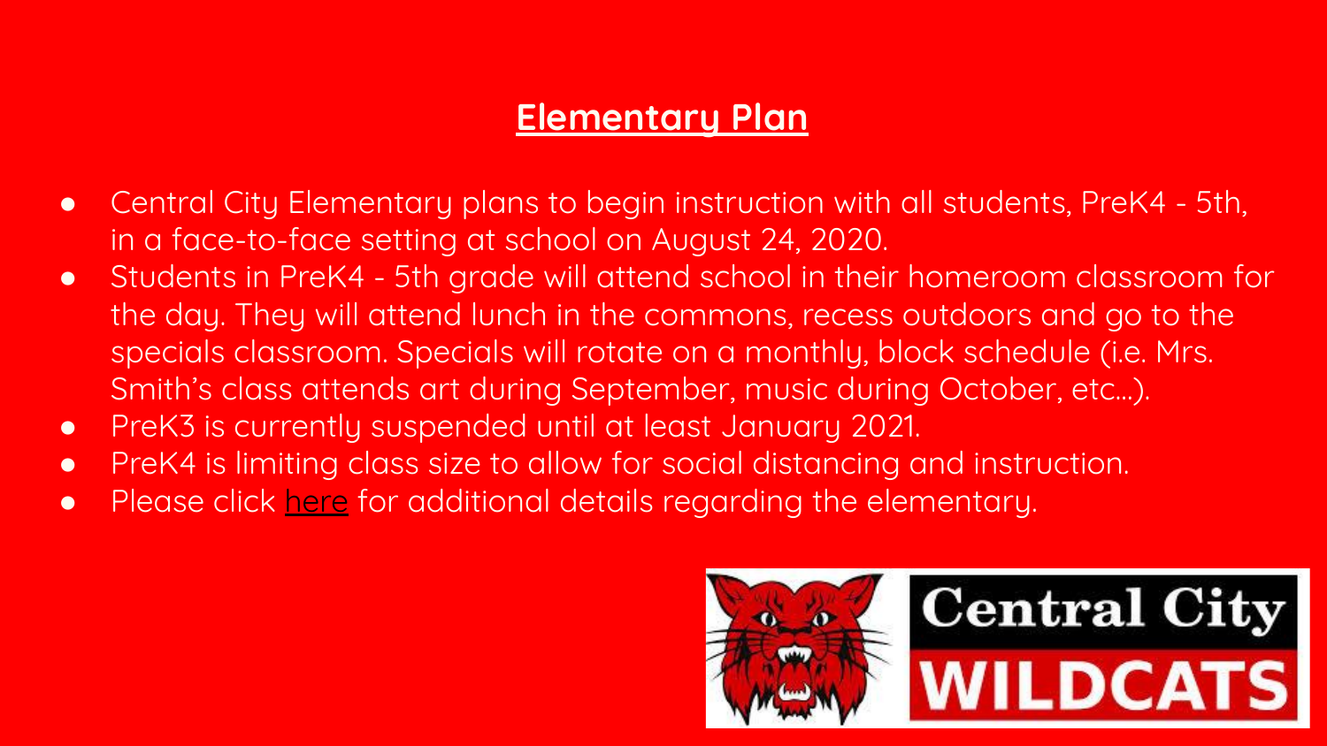# Elementary Plan

- Central City Elementary plans to begin instruction with all students, PreK4 - 5th, in a face-to-face setting at school on August 24, 2020.
- Students in PreK4 - 5th grade will attend school in their homeroom classroom for the day. They will attend lunch in the commons, recess outdoors and go to the specials classroom. Specials will rotate on a monthly, block schedule (i.e. Mrs. Smith's class attends art during September, music during October, etc…).
- PreK3 is currently suspended until at least January 2021.
- PreK4 is limiting class size to allow for social distancing and instruction.
- Please click here for additional details regarding the elementary.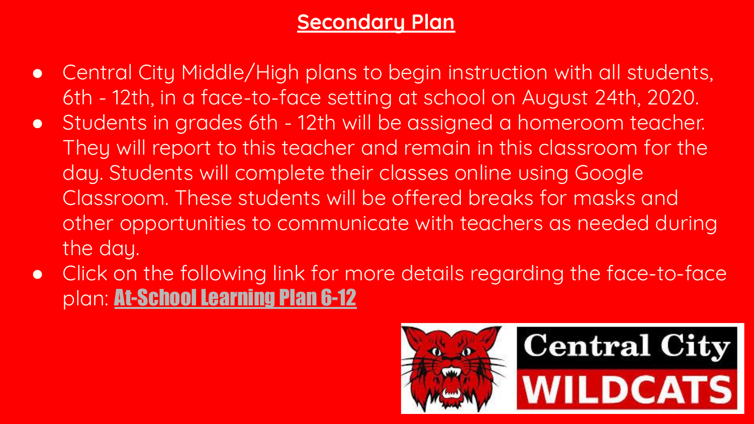## Secondary Plan

- Central City Middle/High plans to begin instruction with all students, 6th - 12th, in a face-to-face setting at school on August 24th, 2020.
- Students in grades 6th - 12th will be assigned a homeroom teacher. They will report to this teacher and remain in this classroom for the day. Students will complete their classes online using Google Classroom. These students will be offered breaks for masks and other opportunities to communicate with teachers as needed during the day.
- Click on the following link for more details regarding the face-to-face plan: At-School Learning Plan 6-12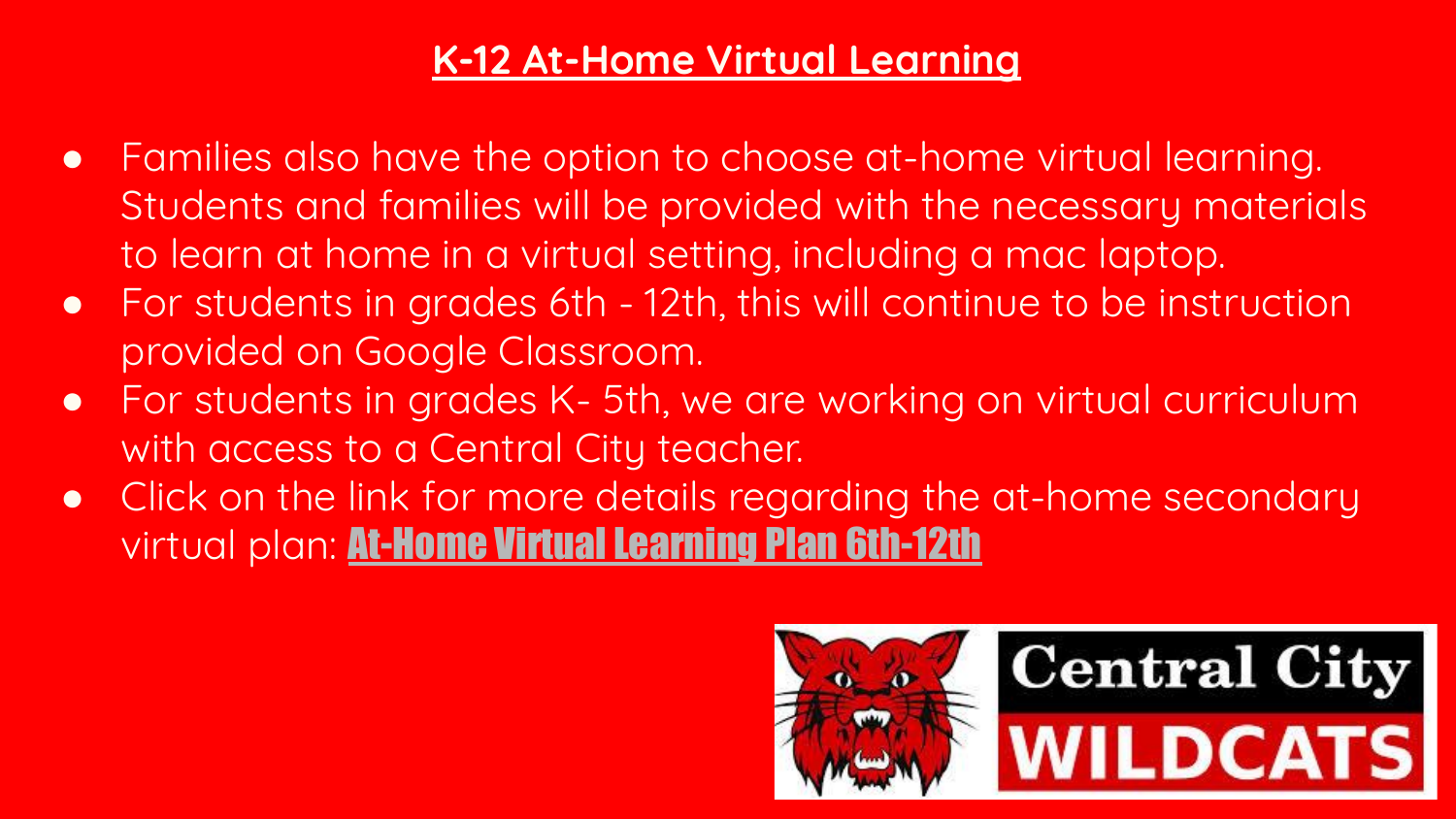## K-12 At-Home Virtual Learning

- Families also have the option to choose at-home virtual learning. Students and families will be provided with the necessary materials to learn at home in a virtual setting, including a mac laptop.
- For students in grades 6th - 12th, this will continue to be instruction provided on Google Classroom.
- For students in grades K- 5th, we are working on virtual curriculum with access to a Central City teacher.
- Click on the link for more details regarding the at-home secondary virtual plan: At-Home Virtual Learning Plan 6th-12th

Central City WILDCATS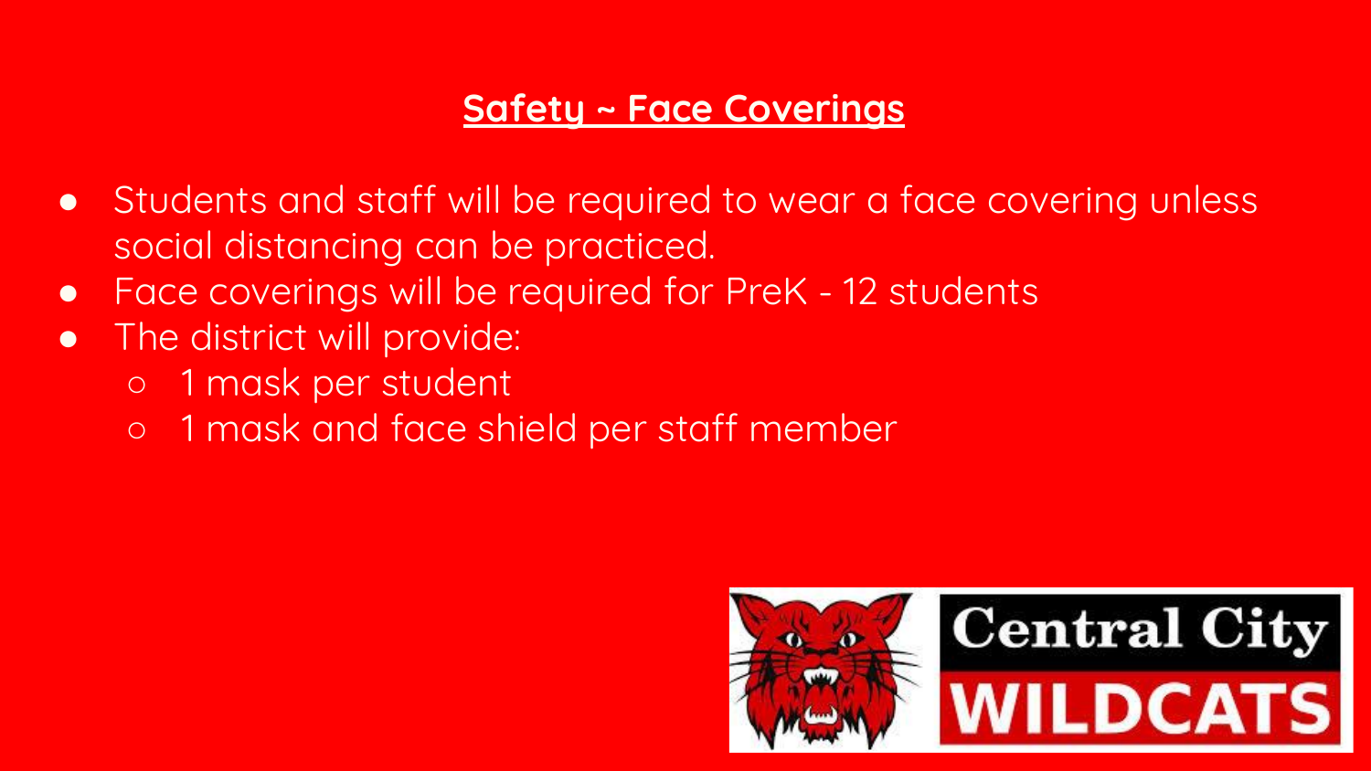## Safety ~ Face Coverings

- Students and staff will be required to wear a face covering unless social distancing can be practiced.
- Face coverings will be required for PreK - 12 students
- The district will provide:
  - 1 mask per student
  - 1 mask and face shield per staff member

Central City WILDCATS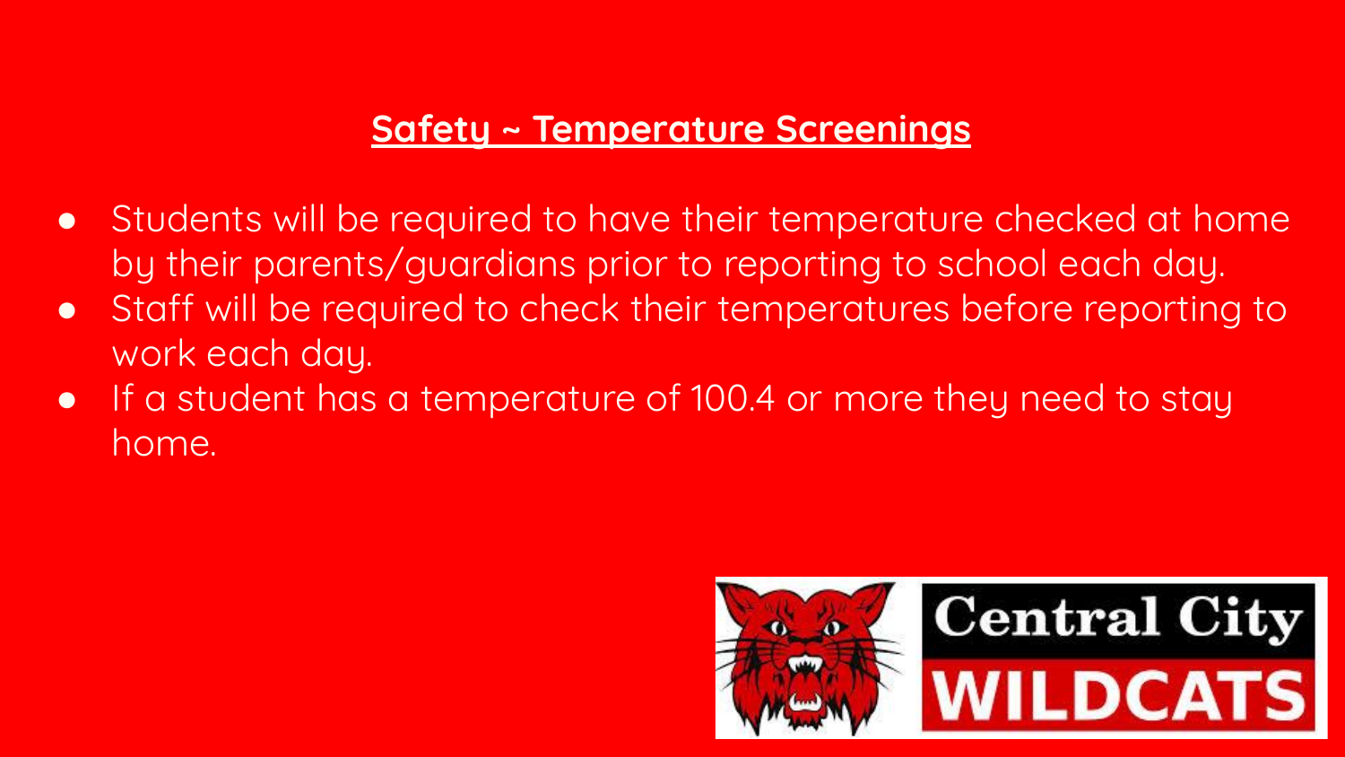## Safety ~ Temperature Screenings

- Students will be required to have their temperature checked at home by their parents/guardians prior to reporting to school each day.
- Staff will be required to check their temperatures before reporting to work each day.
- If a student has a temperature of 100.4 or more they need to stay home.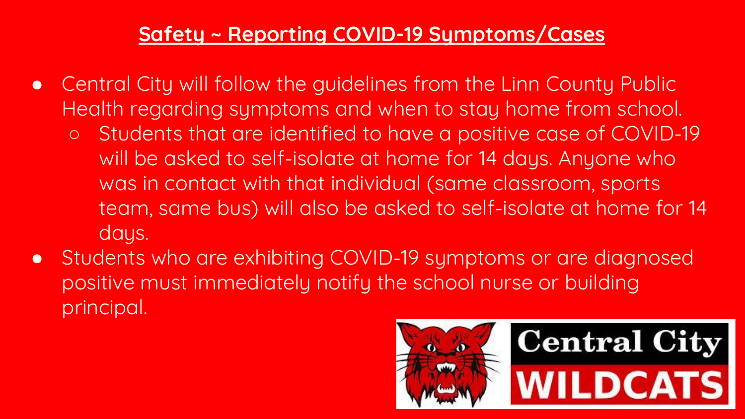## Safety ~ Reporting COVID-19 Symptoms/Cases

- Central City will follow the guidelines from the Linn County Public Health regarding symptoms and when to stay home from school.
  - Students that are identified to have a positive case of COVID-19 will be asked to self-isolate at home for 14 days. Anyone who was in contact with that individual (same classroom, sports team, same bus) will also be asked to self-isolate at home for 14 days.
- Students who are exhibiting COVID-19 symptoms or are diagnosed positive must immediately notify the school nurse or building principal.

Central City WILDCATS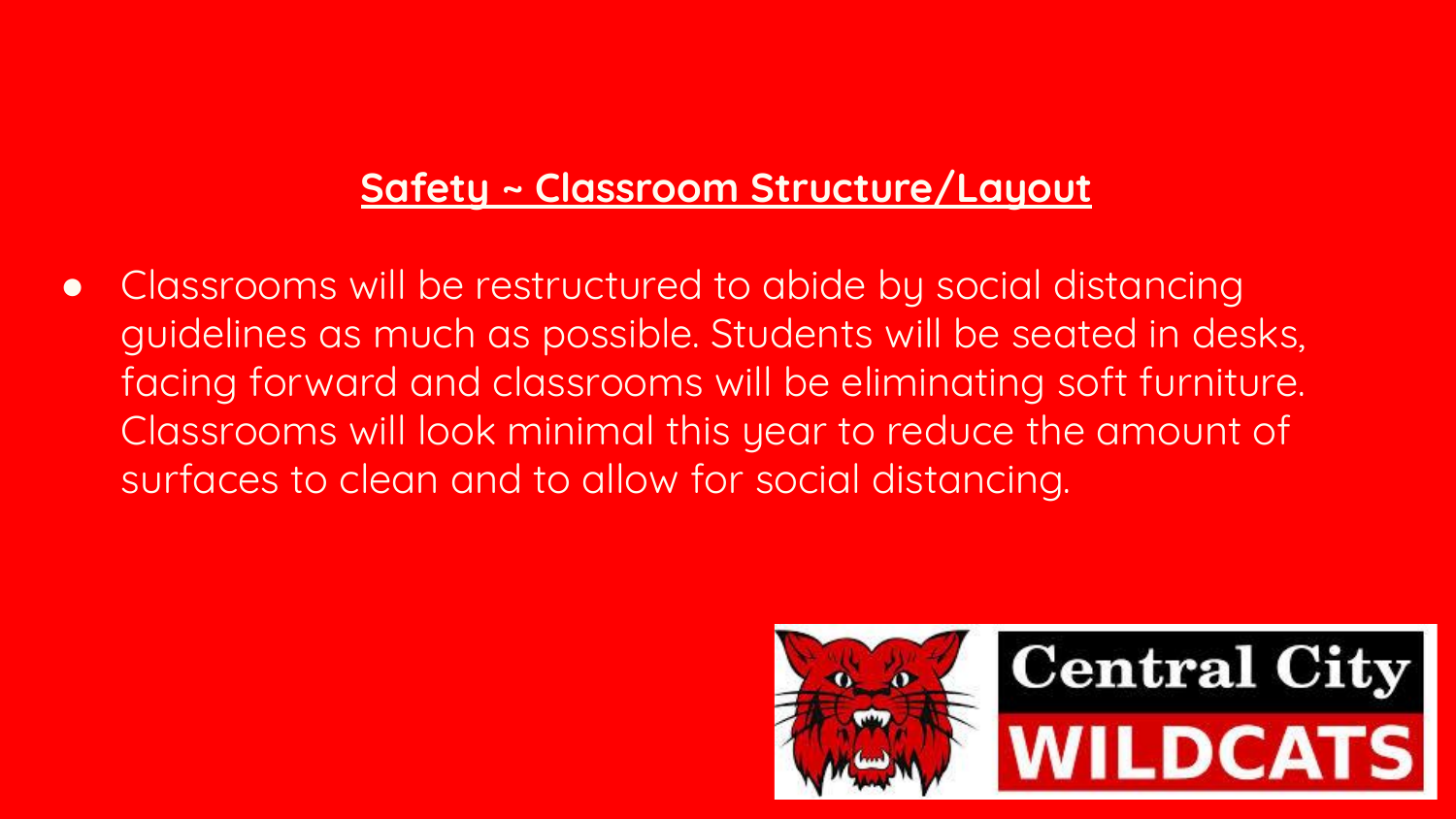## <u>Safety ~ Classroom Structure/Layout</u>

- Classrooms will be restructured to abide by social distancing guidelines as much as possible. Students will be seated in desks, facing forward and classrooms will be eliminating soft furniture. Classrooms will look minimal this year to reduce the amount of surfaces to clean and to allow for social distancing.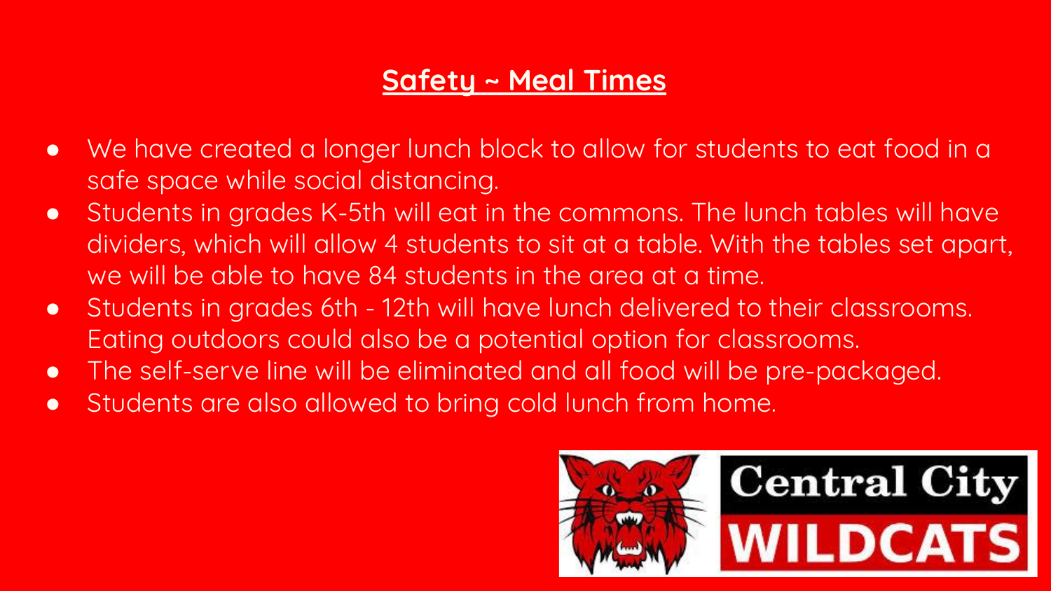## Safety ~ Meal Times

- We have created a longer lunch block to allow for students to eat food in a safe space while social distancing.
- Students in grades K-5th will eat in the commons. The lunch tables will have dividers, which will allow 4 students to sit at a table. With the tables set apart, we will be able to have 84 students in the area at a time.
- Students in grades 6th - 12th will have lunch delivered to their classrooms. Eating outdoors could also be a potential option for classrooms.
- The self-serve line will be eliminated and all food will be pre-packaged.
- Students are also allowed to bring cold lunch from home.

Central City WILDCATS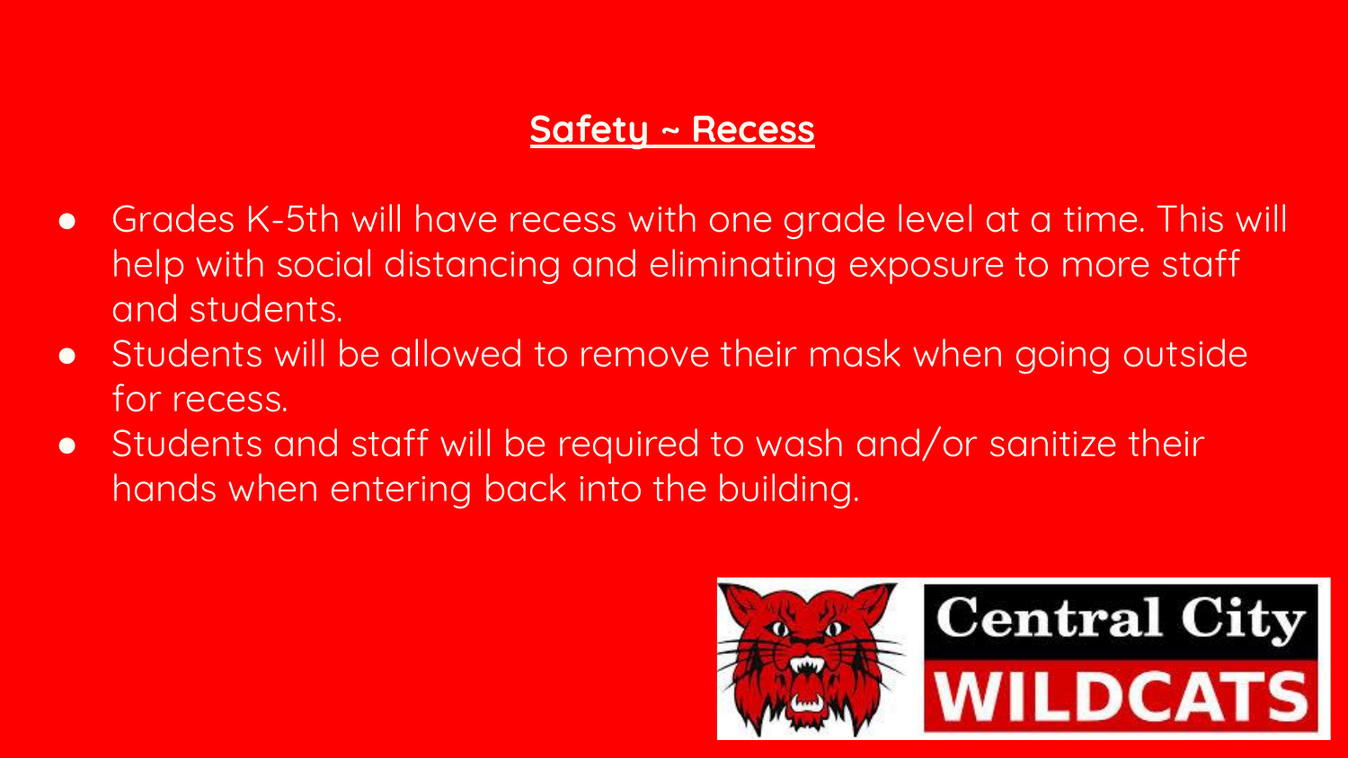## Safety ~ Recess

- Grades K-5th will have recess with one grade level at a time. This will help with social distancing and eliminating exposure to more staff and students.
- Students will be allowed to remove their mask when going outside for recess.
- Students and staff will be required to wash and/or sanitize their hands when entering back into the building.

Central City WILDCATS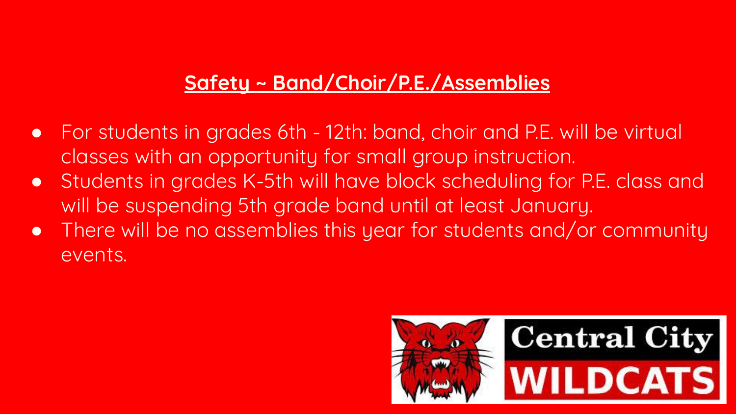## Safety ~ Band/Choir/P.E./Assemblies

- For students in grades 6th - 12th: band, choir and P.E. will be virtual classes with an opportunity for small group instruction.
- Students in grades K-5th will have block scheduling for P.E. class and will be suspending 5th grade band until at least January.
- There will be no assemblies this year for students and/or community events.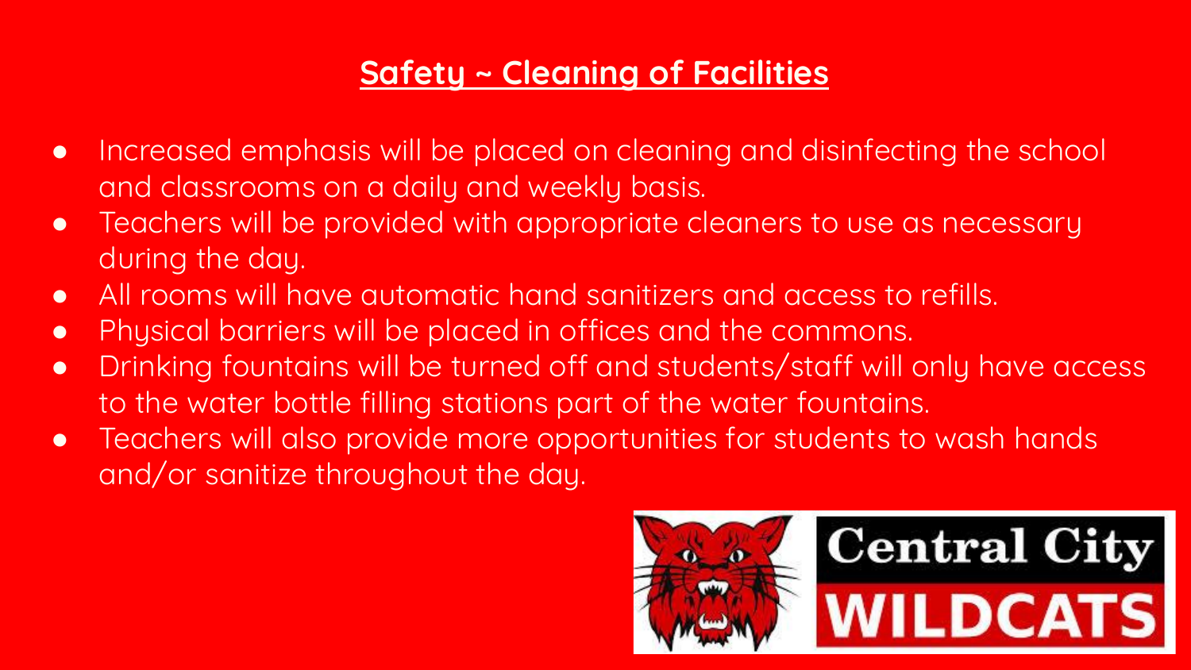## Safety ~ Cleaning of Facilities

- Increased emphasis will be placed on cleaning and disinfecting the school and classrooms on a daily and weekly basis.
- Teachers will be provided with appropriate cleaners to use as necessary during the day.
- All rooms will have automatic hand sanitizers and access to refills.
- Physical barriers will be placed in offices and the commons.
- Drinking fountains will be turned off and students/staff will only have access to the water bottle filling stations part of the water fountains.
- Teachers will also provide more opportunities for students to wash hands and/or sanitize throughout the day.

Central City WILDCATS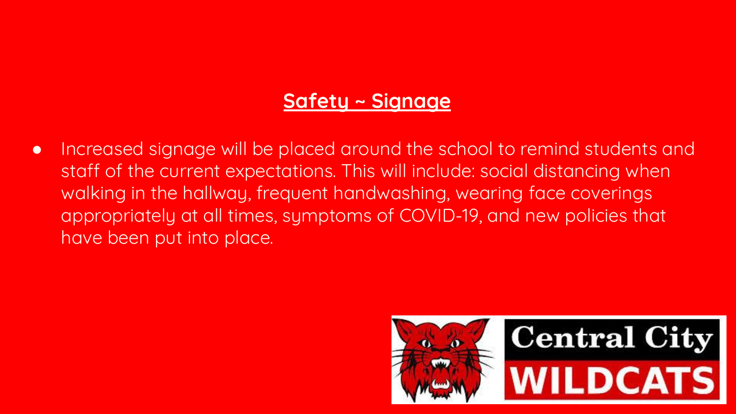## Safety ~ Signage

- Increased signage will be placed around the school to remind students and staff of the current expectations. This will include: social distancing when walking in the hallway, frequent handwashing, wearing face coverings appropriately at all times, symptoms of COVID-19, and new policies that have been put into place.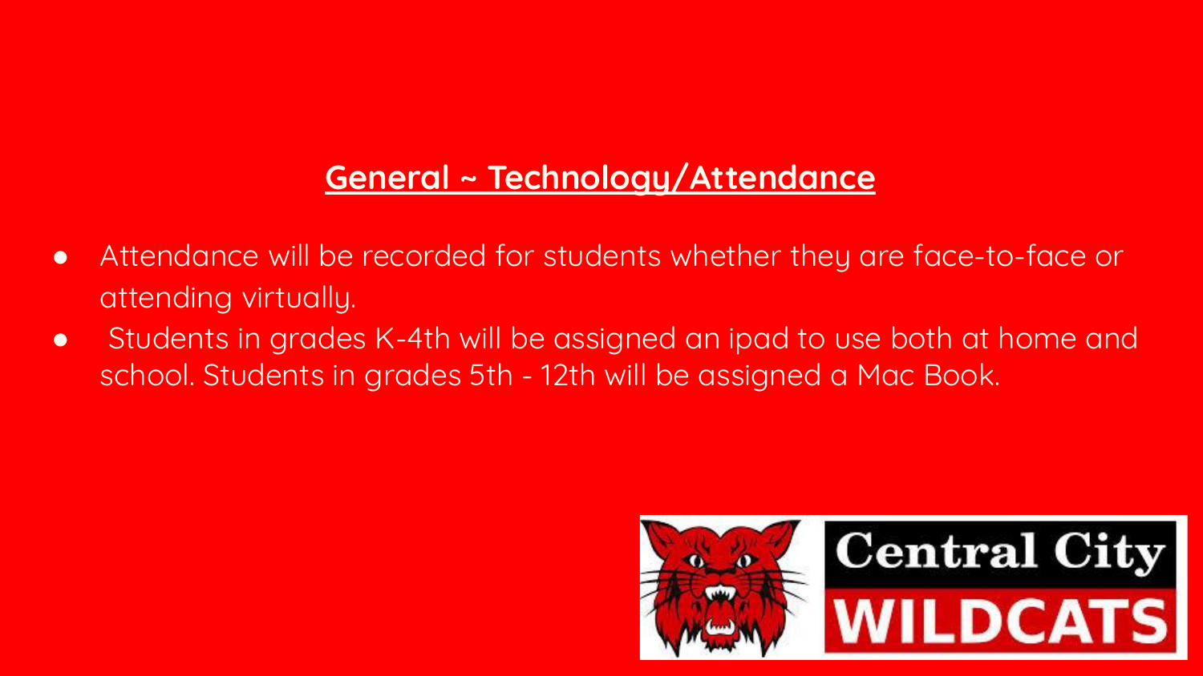## General ~ Technology/Attendance

- Attendance will be recorded for students whether they are face-to-face or attending virtually.
- Students in grades K-4th will be assigned an ipad to use both at home and school. Students in grades 5th - 12th will be assigned a Mac Book.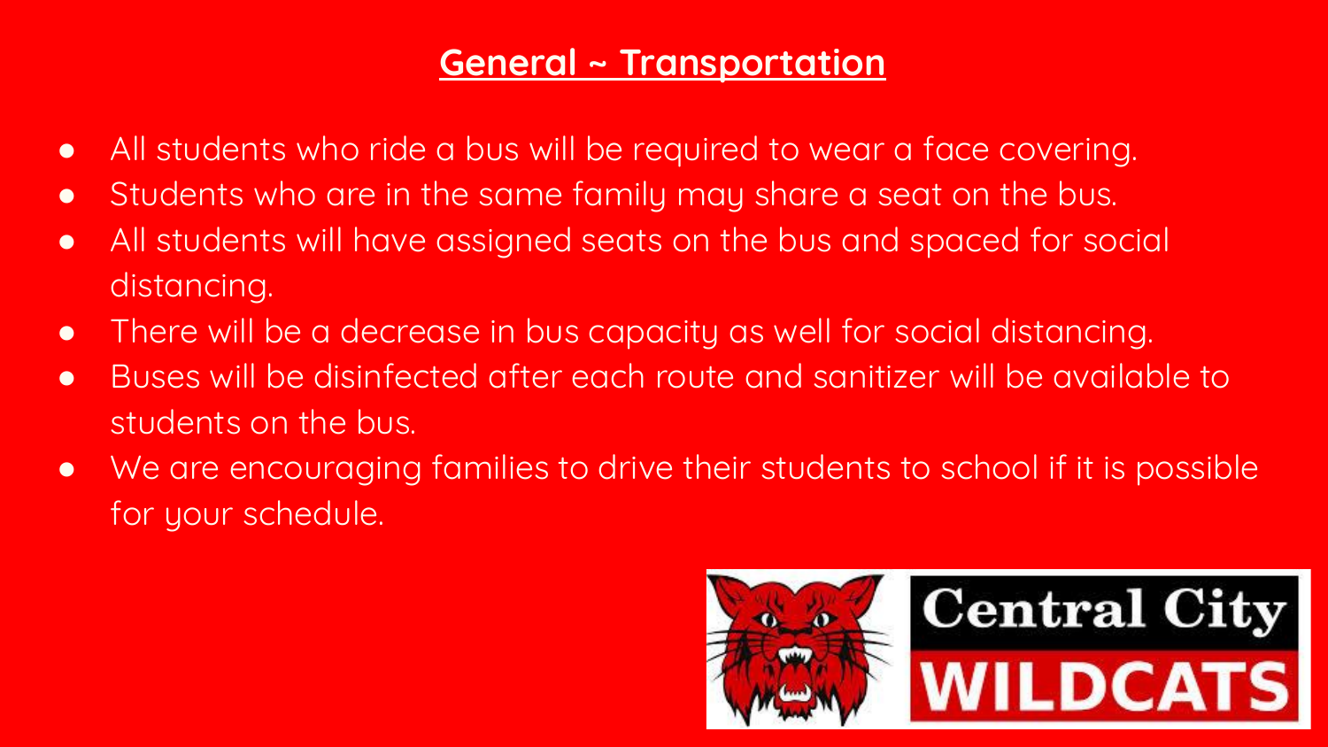## General ~ Transportation

- All students who ride a bus will be required to wear a face covering.
- Students who are in the same family may share a seat on the bus.
- All students will have assigned seats on the bus and spaced for social distancing.
- There will be a decrease in bus capacity as well for social distancing.
- Buses will be disinfected after each route and sanitizer will be available to students on the bus.
- We are encouraging families to drive their students to school if it is possible for your schedule.

Central City WILDCATS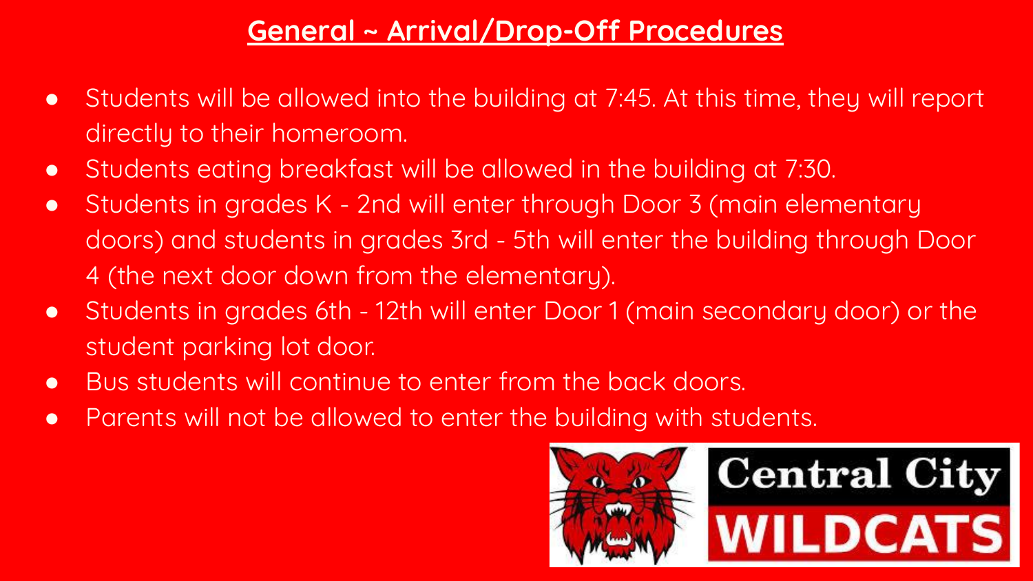## General ~ Arrival/Drop-Off Procedures

- Students will be allowed into the building at 7:45. At this time, they will report directly to their homeroom.
- Students eating breakfast will be allowed in the building at 7:30.
- Students in grades K - 2nd will enter through Door 3 (main elementary doors) and students in grades 3rd - 5th will enter the building through Door 4 (the next door down from the elementary).
- Students in grades 6th - 12th will enter Door 1 (main secondary door) or the student parking lot door.
- Bus students will continue to enter from the back doors.
- Parents will not be allowed to enter the building with students.

Central City WILDCATS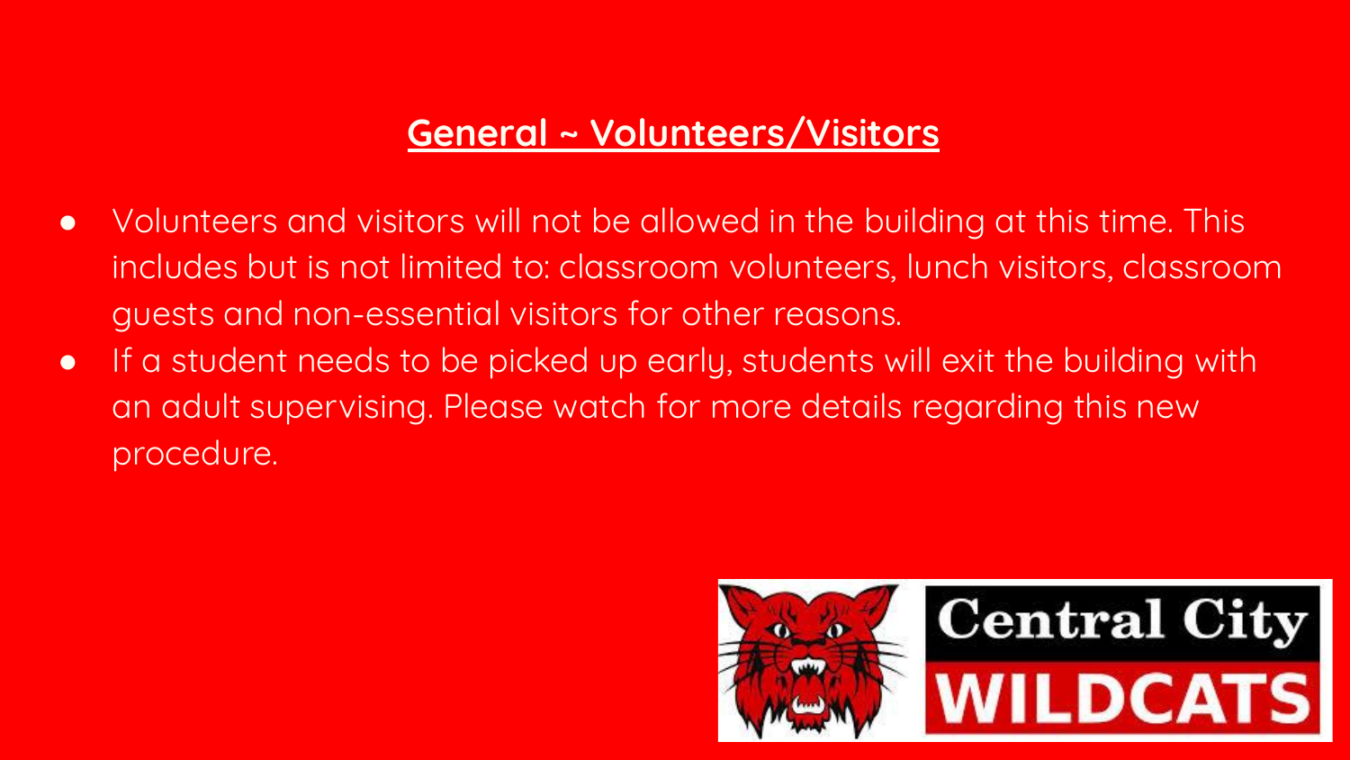## General ~ Volunteers/Visitors

- Volunteers and visitors will not be allowed in the building at this time. This includes but is not limited to: classroom volunteers, lunch visitors, classroom guests and non-essential visitors for other reasons.
- If a student needs to be picked up early, students will exit the building with an adult supervising. Please watch for more details regarding this new procedure.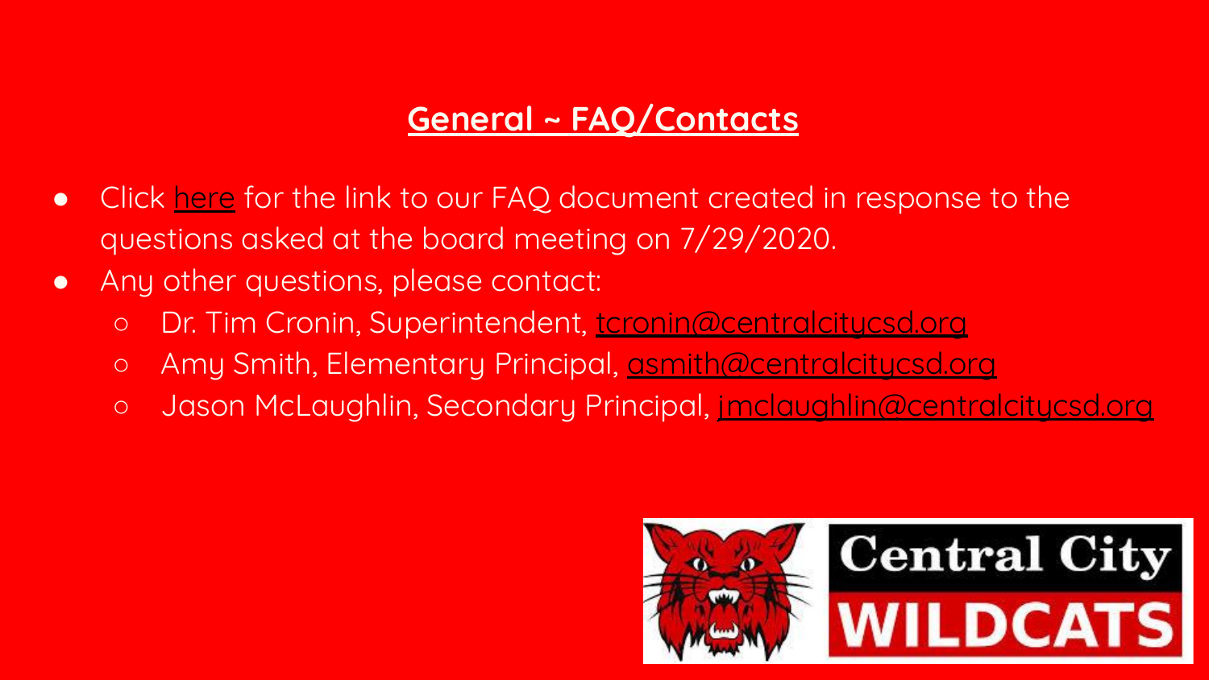## General ~ FAQ/Contacts

- Click here for the link to our FAQ document created in response to the questions asked at the board meeting on 7/29/2020.
- Any other questions, please contact:
  - Dr. Tim Cronin, Superintendent, tcronin@centralcitycsd.org
  - Amy Smith, Elementary Principal, asmith@centralcitycsd.org
  - Jason McLaughlin, Secondary Principal, jmclaughlin@centralcitycsd.org